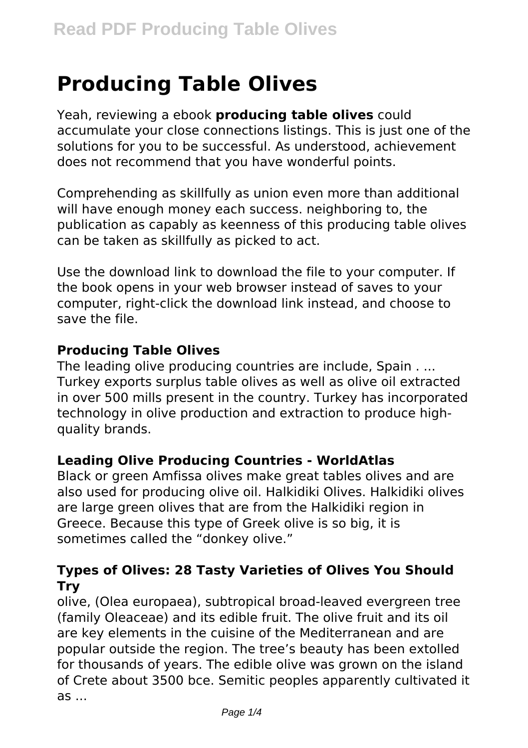# Producing Table Olives

Yeah, reviewing a ebook **producing table olives** could accumulate your close connections listings. This is just one of the solutions for you to be successful. As understood, achievement does not recommend that you have wonderful points.

Comprehending as skillfully as union even more than additional will have enough money each success. neighboring to, the publication as capably as keenness of this producing table olives can be taken as skillfully as picked to act.

Use the download link to download the file to your computer. If the book opens in your web browser instead of saves to your computer, right-click the download link instead, and choose to save the file.

### Producing Table Olives

The leading olive producing countries are include, Spain . ... Turkey exports surplus table olives as well as olive oil extracted in over 500 mills present in the country. Turkey has incorporated technology in olive production and extraction to produce high-quality brands.

### Leading Olive Producing Countries - WorldAtlas

Black or green Amfissa olives make great tables olives and are also used for producing olive oil. Halkidiki Olives. Halkidiki olives are large green olives that are from the Halkidiki region in Greece. Because this type of Greek olive is so big, it is sometimes called the “donkey olive.”

### Types of Olives: 28 Tasty Varieties of Olives You Should Try

olive, (Olea europaea), subtropical broad-leaved evergreen tree (family Oleaceae) and its edible fruit. The olive fruit and its oil are key elements in the cuisine of the Mediterranean and are popular outside the region. The tree’s beauty has been extolled for thousands of years. The edible olive was grown on the island of Crete about 3500 bce. Semitic peoples apparently cultivated it as ...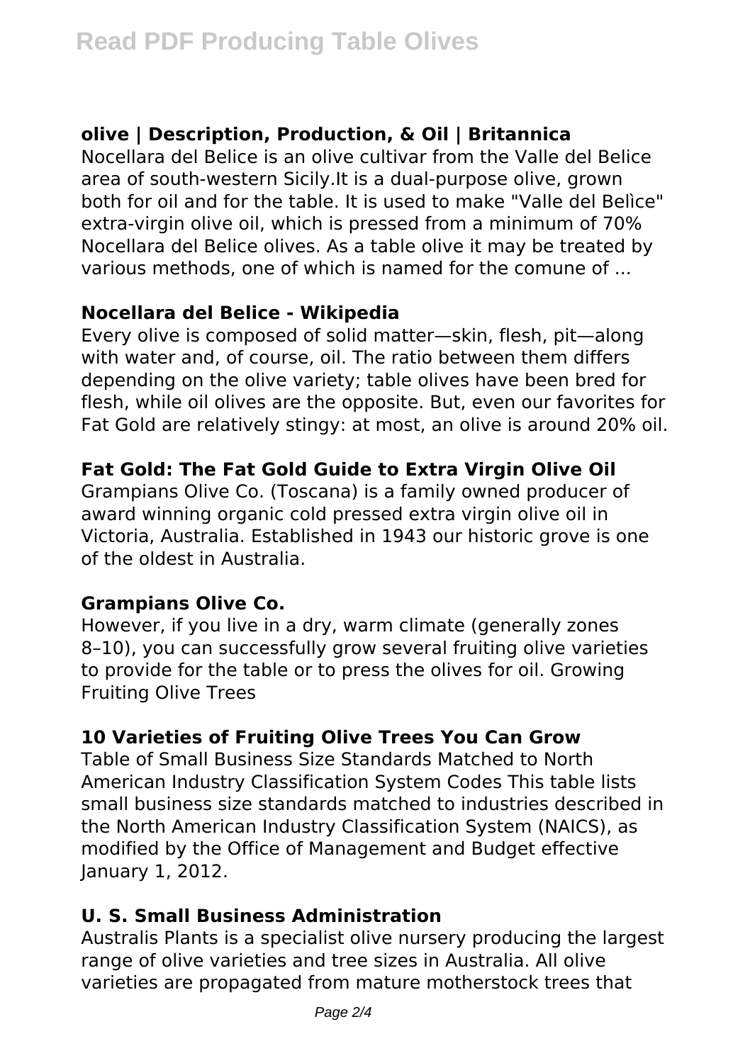### olive | Description, Production, & Oil | Britannica

Nocellara del Belice is an olive cultivar from the Valle del Belice area of south-western Sicily.It is a dual-purpose olive, grown both for oil and for the table. It is used to make "Valle del Belìce" extra-virgin olive oil, which is pressed from a minimum of 70% Nocellara del Belice olives. As a table olive it may be treated by various methods, one of which is named for the comune of ...

### Nocellara del Belice - Wikipedia

Every olive is composed of solid matter—skin, flesh, pit—along with water and, of course, oil. The ratio between them differs depending on the olive variety; table olives have been bred for flesh, while oil olives are the opposite. But, even our favorites for Fat Gold are relatively stingy: at most, an olive is around 20% oil.

### Fat Gold: The Fat Gold Guide to Extra Virgin Olive Oil

Grampians Olive Co. (Toscana) is a family owned producer of award winning organic cold pressed extra virgin olive oil in Victoria, Australia. Established in 1943 our historic grove is one of the oldest in Australia.

### Grampians Olive Co.

However, if you live in a dry, warm climate (generally zones 8–10), you can successfully grow several fruiting olive varieties to provide for the table or to press the olives for oil. Growing Fruiting Olive Trees

### 10 Varieties of Fruiting Olive Trees You Can Grow

Table of Small Business Size Standards Matched to North American Industry Classification System Codes This table lists small business size standards matched to industries described in the North American Industry Classification System (NAICS), as modified by the Office of Management and Budget effective January 1, 2012.

### U. S. Small Business Administration

Australis Plants is a specialist olive nursery producing the largest range of olive varieties and tree sizes in Australia. All olive varieties are propagated from mature motherstock trees that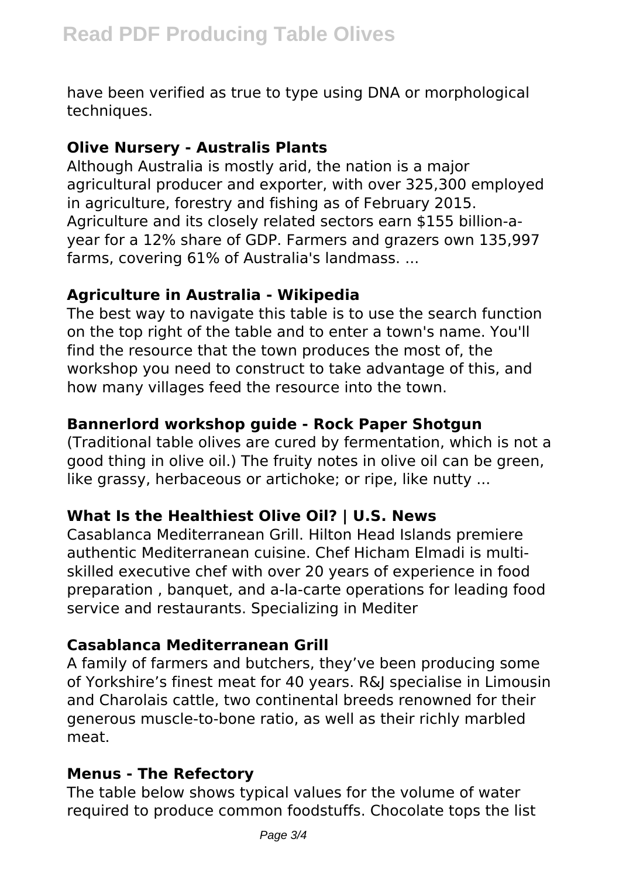have been verified as true to type using DNA or morphological techniques.

**Olive Nursery - Australis Plants**

Although Australia is mostly arid, the nation is a major agricultural producer and exporter, with over 325,300 employed in agriculture, forestry and fishing as of February 2015. Agriculture and its closely related sectors earn $155 billion-a-year for a 12% share of GDP. Farmers and grazers own 135,997 farms, covering 61% of Australia's landmass. ...

**Agriculture in Australia - Wikipedia**

The best way to navigate this table is to use the search function on the top right of the table and to enter a town's name. You'll find the resource that the town produces the most of, the workshop you need to construct to take advantage of this, and how many villages feed the resource into the town.

**Bannerlord workshop guide - Rock Paper Shotgun**

(Traditional table olives are cured by fermentation, which is not a good thing in olive oil.) The fruity notes in olive oil can be green, like grassy, herbaceous or artichoke; or ripe, like nutty ...

**What Is the Healthiest Olive Oil? | U.S. News**

Casablanca Mediterranean Grill. Hilton Head Islands premiere authentic Mediterranean cuisine. Chef Hicham Elmadi is multi-skilled executive chef with over 20 years of experience in food preparation , banquet, and a-la-carte operations for leading food service and restaurants. Specializing in Mediter

**Casablanca Mediterranean Grill**

A family of farmers and butchers, they've been producing some of Yorkshire's finest meat for 40 years. R&J specialise in Limousin and Charolais cattle, two continental breeds renowned for their generous muscle-to-bone ratio, as well as their richly marbled meat.

**Menus - The Refectory**

The table below shows typical values for the volume of water required to produce common foodstuffs. Chocolate tops the list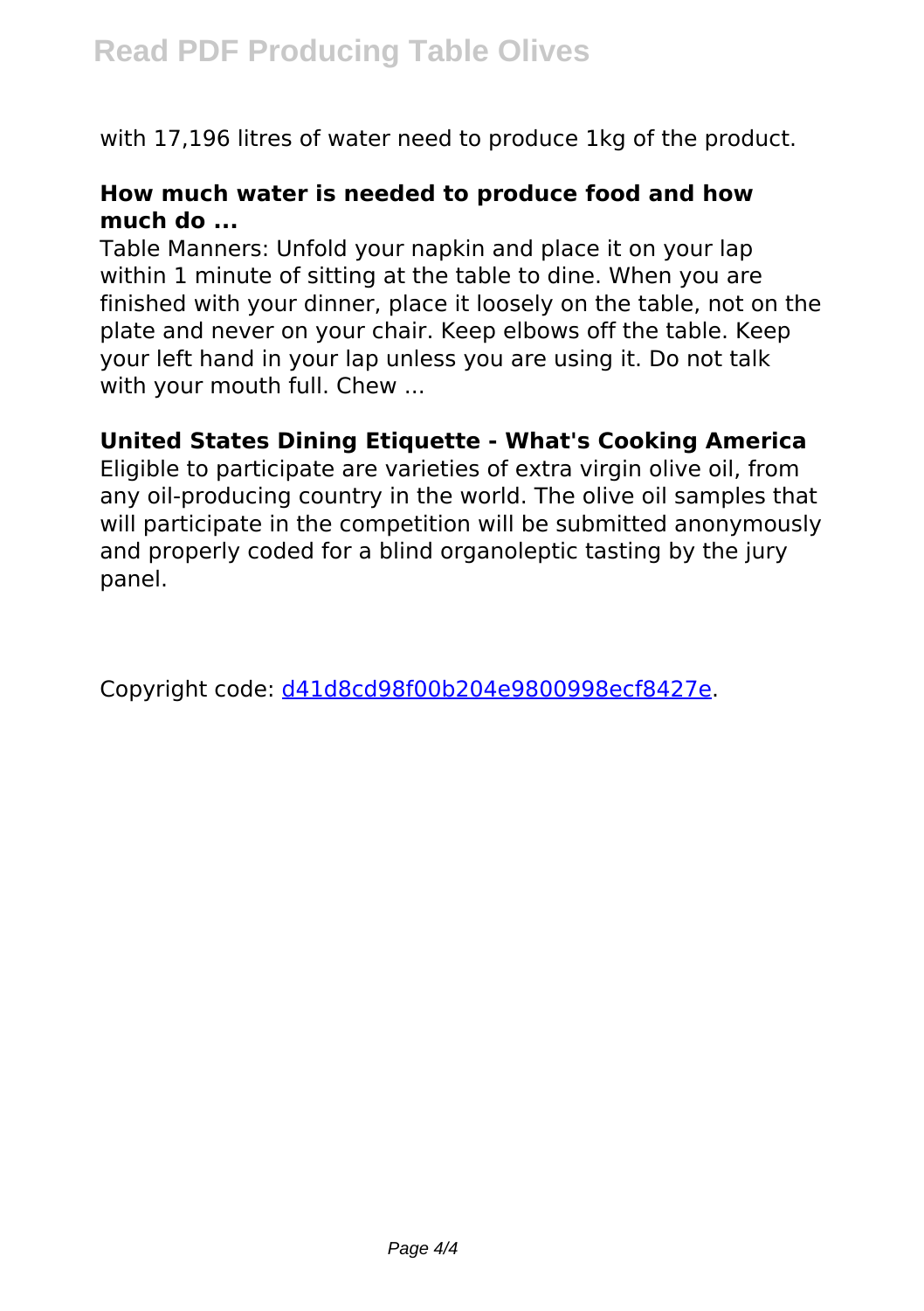with 17,196 litres of water need to produce 1kg of the product.

**How much water is needed to produce food and how much do ...**

Table Manners: Unfold your napkin and place it on your lap within 1 minute of sitting at the table to dine. When you are finished with your dinner, place it loosely on the table, not on the plate and never on your chair. Keep elbows off the table. Keep your left hand in your lap unless you are using it. Do not talk with your mouth full. Chew ...

**United States Dining Etiquette - What's Cooking America**

Eligible to participate are varieties of extra virgin olive oil, from any oil-producing country in the world. The olive oil samples that will participate in the competition will be submitted anonymously and properly coded for a blind organoleptic tasting by the jury panel.

Copyright code: d41d8cd98f00b204e9800998ecf8427e.